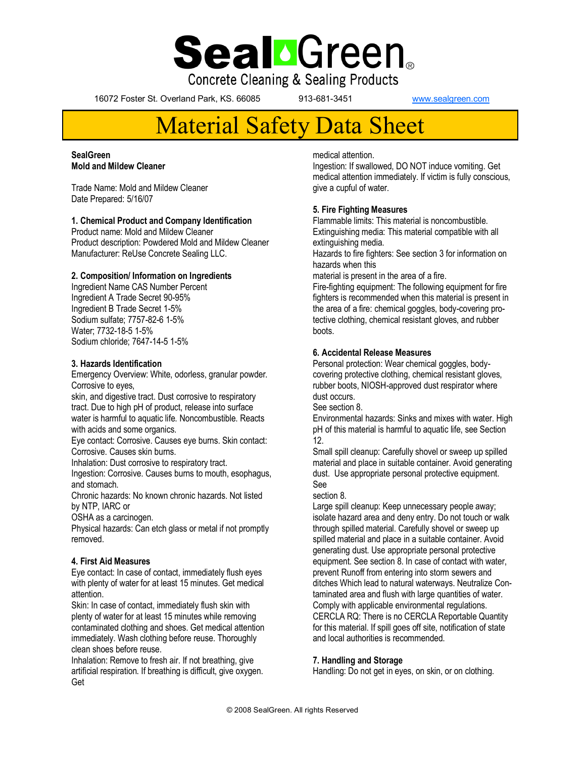# SealGreen®

Concrete Cleaning & Sealing Products

16072 Foster St. Overland Park, KS. 66085 913-681-3451 www.sealgreen.com

# Material Safety Data Sheet

**SealGreen**
**Mold and Mildew Cleaner**

Trade Name: Mold and Mildew Cleaner
Date Prepared: 5/16/07

## 1. Chemical Product and Company Identification

Product name: Mold and Mildew Cleaner
Product description: Powdered Mold and Mildew Cleaner
Manufacturer: ReUse Concrete Sealing LLC.

## 2. Composition/ Information on Ingredients

Ingredient Name CAS Number Percent
Ingredient A Trade Secret 90-95%
Ingredient B Trade Secret 1-5%
Sodium sulfate; 7757-82-6 1-5%
Water; 7732-18-5 1-5%
Sodium chloride; 7647-14-5 1-5%

## 3. Hazards Identification

Emergency Overview: White, odorless, granular powder. Corrosive to eyes,
skin, and digestive tract. Dust corrosive to respiratory tract. Due to high pH of product, release into surface water is harmful to aquatic life. Noncombustible. Reacts with acids and some organics.
Eye contact: Corrosive. Causes eye burns. Skin contact: Corrosive. Causes skin burns.
Inhalation: Dust corrosive to respiratory tract.
Ingestion: Corrosive. Causes burns to mouth, esophagus, and stomach.
Chronic hazards: No known chronic hazards. Not listed by NTP, IARC or
OSHA as a carcinogen.
Physical hazards: Can etch glass or metal if not promptly removed.

## 4. First Aid Measures

Eye contact: In case of contact, immediately flush eyes with plenty of water for at least 15 minutes. Get medical attention.
Skin: In case of contact, immediately flush skin with plenty of water for at least 15 minutes while removing contaminated clothing and shoes. Get medical attention immediately. Wash clothing before reuse. Thoroughly clean shoes before reuse.
Inhalation: Remove to fresh air. If not breathing, give artificial respiration. If breathing is difficult, give oxygen. Get medical attention.
Ingestion: If swallowed, DO NOT induce vomiting. Get medical attention immediately. If victim is fully conscious, give a cupful of water.

## 5. Fire Fighting Measures

Flammable limits: This material is noncombustible.
Extinguishing media: This material compatible with all extinguishing media.
Hazards to fire fighters: See section 3 for information on hazards when this
material is present in the area of a fire.
Fire-fighting equipment: The following equipment for fire fighters is recommended when this material is present in the area of a fire: chemical goggles, body-covering protective clothing, chemical resistant gloves, and rubber boots.

## 6. Accidental Release Measures

Personal protection: Wear chemical goggles, body-covering protective clothing, chemical resistant gloves, rubber boots, NIOSH-approved dust respirator where dust occurs.
See section 8.
Environmental hazards: Sinks and mixes with water. High pH of this material is harmful to aquatic life, see Section 12.
Small spill cleanup: Carefully shovel or sweep up spilled material and place in suitable container. Avoid generating dust. Use appropriate personal protective equipment. See
section 8.
Large spill cleanup: Keep unnecessary people away; isolate hazard area and deny entry. Do not touch or walk through spilled material. Carefully shovel or sweep up spilled material and place in a suitable container. Avoid generating dust. Use appropriate personal protective equipment. See section 8. In case of contact with water, prevent Runoff from entering into storm sewers and ditches Which lead to natural waterways. Neutralize Contaminated area and flush with large quantities of water. Comply with applicable environmental regulations.
CERCLA RQ: There is no CERCLA Reportable Quantity for this material. If spill goes off site, notification of state and local authorities is recommended.

## 7. Handling and Storage

Handling: Do not get in eyes, on skin, or on clothing.

© 2008 SealGreen. All rights Reserved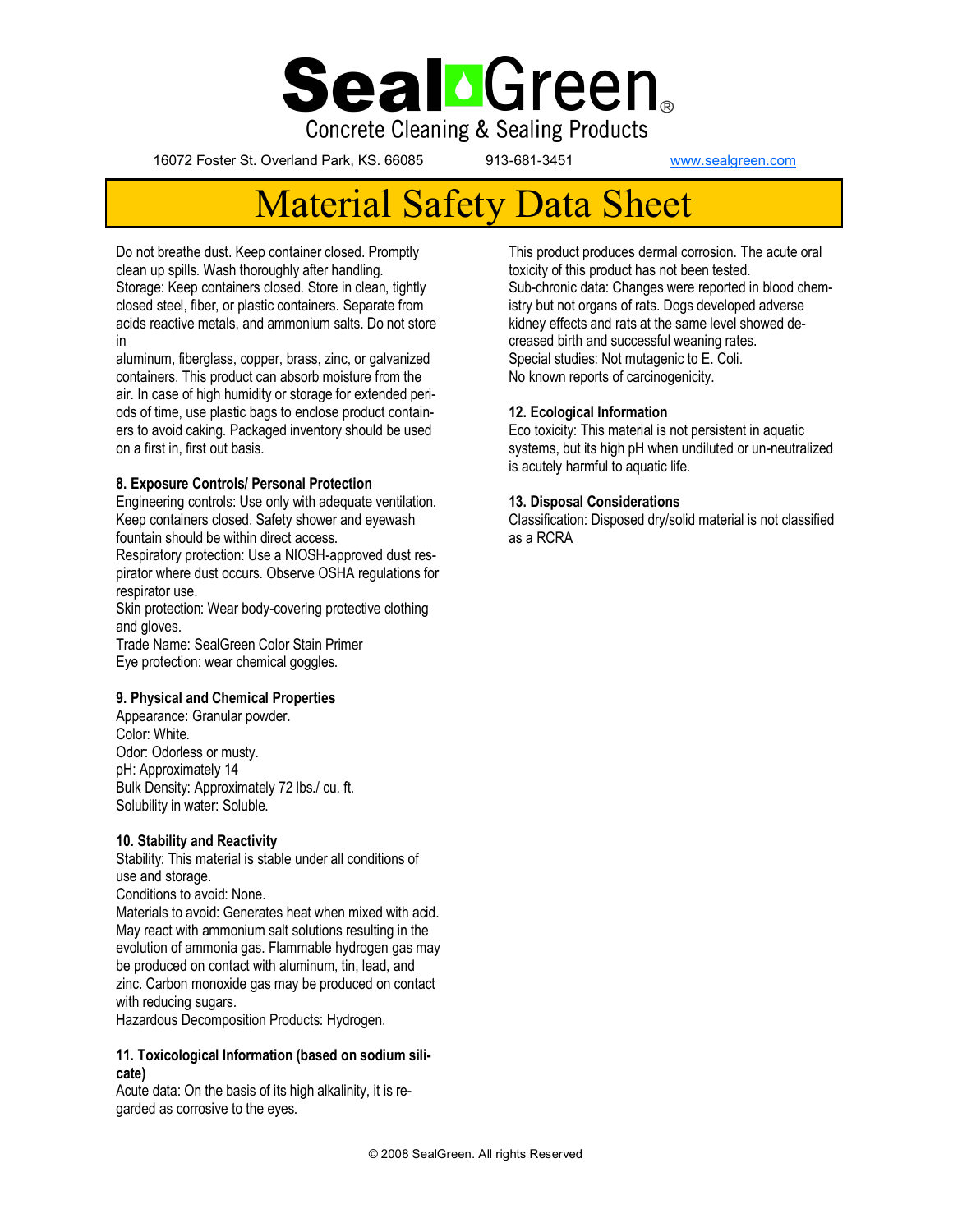# SealGreen®

Concrete Cleaning & Sealing Products

16072 Foster St. Overland Park, KS. 66085 913-681-3451 www.sealgreen.com

# Material Safety Data Sheet

Do not breathe dust. Keep container closed. Promptly clean up spills. Wash thoroughly after handling.
Storage: Keep containers closed. Store in clean, tightly closed steel, fiber, or plastic containers. Separate from acids reactive metals, and ammonium salts. Do not store in
aluminum, fiberglass, copper, brass, zinc, or galvanized containers. This product can absorb moisture from the air. In case of high humidity or storage for extended periods of time, use plastic bags to enclose product containers to avoid caking. Packaged inventory should be used on a first in, first out basis.

**8. Exposure Controls/ Personal Protection**

Engineering controls: Use only with adequate ventilation. Keep containers closed. Safety shower and eyewash fountain should be within direct access.
Respiratory protection: Use a NIOSH-approved dust respirator where dust occurs. Observe OSHA regulations for respirator use.
Skin protection: Wear body-covering protective clothing and gloves.
Trade Name: SealGreen Color Stain Primer
Eye protection: wear chemical goggles.

**9. Physical and Chemical Properties**

Appearance: Granular powder.
Color: White.
Odor: Odorless or musty.
pH: Approximately 14
Bulk Density: Approximately 72 lbs./ cu. ft.
Solubility in water: Soluble.

**10. Stability and Reactivity**

Stability: This material is stable under all conditions of use and storage.
Conditions to avoid: None.
Materials to avoid: Generates heat when mixed with acid. May react with ammonium salt solutions resulting in the evolution of ammonia gas. Flammable hydrogen gas may be produced on contact with aluminum, tin, lead, and zinc. Carbon monoxide gas may be produced on contact with reducing sugars.
Hazardous Decomposition Products: Hydrogen.

**11. Toxicological Information (based on sodium silicate)**

Acute data: On the basis of its high alkalinity, it is regarded as corrosive to the eyes.
This product produces dermal corrosion. The acute oral toxicity of this product has not been tested.
Sub-chronic data: Changes were reported in blood chemistry but not organs of rats. Dogs developed adverse kidney effects and rats at the same level showed decreased birth and successful weaning rates.
Special studies: Not mutagenic to E. Coli.
No known reports of carcinogenicity.

**12. Ecological Information**

Eco toxicity: This material is not persistent in aquatic systems, but its high pH when undiluted or un-neutralized is acutely harmful to aquatic life.

**13. Disposal Considerations**

Classification: Disposed dry/solid material is not classified as a RCRA

© 2008 SealGreen. All rights Reserved